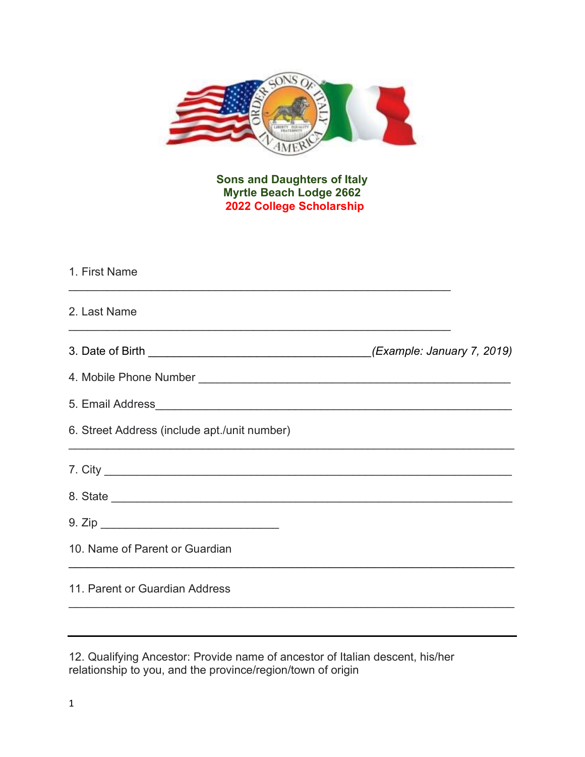**Sons and Daughters of Italy**
**Myrtle Beach Lodge 2662**
**2022 College Scholarship**

1. First Name

_______________________________________________________________

2. Last Name

_______________________________________________________________

3. Date of Birth ____________________________________*(Example: January 7, 2019)*

4. Mobile Phone Number ____________________________________________________

5. Email Address__________________________________________________________

6. Street Address (include apt./unit number)

________________________________________________________________________

7. City _________________________________________________________________

8. State ________________________________________________________________

9. Zip _____________________________

10. Name of Parent or Guardian

________________________________________________________________________

11. Parent or Guardian Address

________________________________________________________________________

---

12. Qualifying Ancestor: Provide name of ancestor of Italian descent, his/her relationship to you, and the province/region/town of origin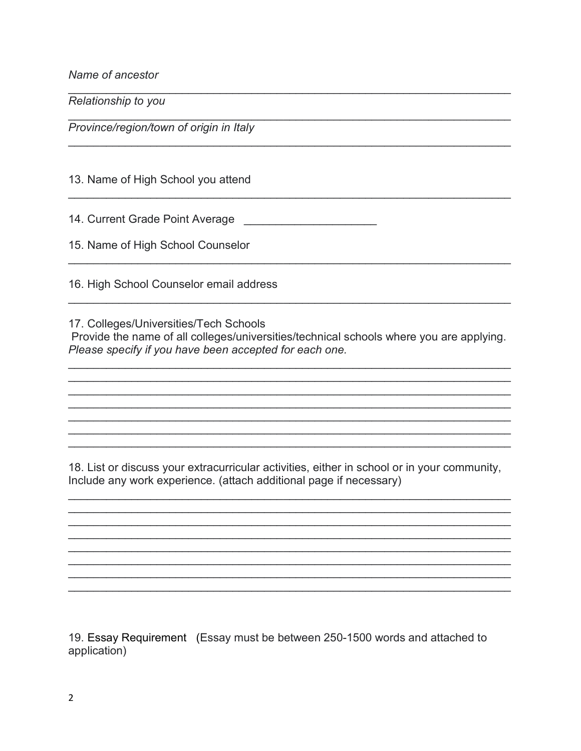*Name of ancestor*

______________________________________________________________________

*Relationship to you*

______________________________________________________________________

*Province/region/town of origin in Italy*

______________________________________________________________________

13. Name of High School you attend

______________________________________________________________________

14. Current Grade Point Average ____________________

15. Name of High School Counselor

______________________________________________________________________

16. High School Counselor email address

______________________________________________________________________

17. Colleges/Universities/Tech Schools
Provide the name of all colleges/universities/technical schools where you are applying. *Please specify if you have been accepted for each one.*

______________________________________________________________________
______________________________________________________________________
______________________________________________________________________
______________________________________________________________________
______________________________________________________________________
______________________________________________________________________
______________________________________________________________________

18. List or discuss your extracurricular activities, either in school or in your community, Include any work experience. (attach additional page if necessary)

______________________________________________________________________
______________________________________________________________________
______________________________________________________________________
______________________________________________________________________
______________________________________________________________________
______________________________________________________________________
______________________________________________________________________
______________________________________________________________________

19. Essay Requirement (Essay must be between 250-1500 words and attached to application)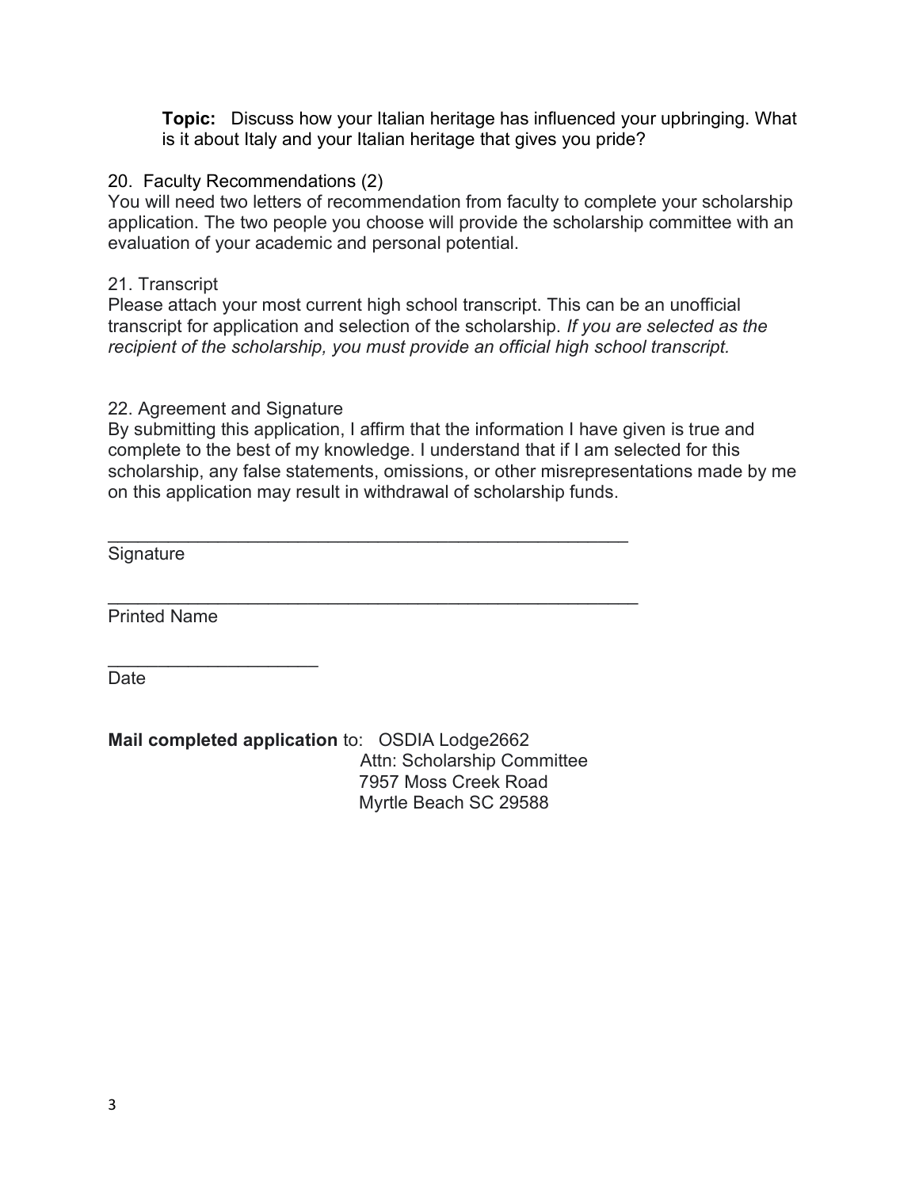**Topic:** Discuss how your Italian heritage has influenced your upbringing. What is it about Italy and your Italian heritage that gives you pride?

20. Faculty Recommendations (2)
You will need two letters of recommendation from faculty to complete your scholarship application. The two people you choose will provide the scholarship committee with an evaluation of your academic and personal potential.

21. Transcript
Please attach your most current high school transcript. This can be an unofficial transcript for application and selection of the scholarship. *If you are selected as the recipient of the scholarship, you must provide an official high school transcript.*

22. Agreement and Signature
By submitting this application, I affirm that the information I have given is true and complete to the best of my knowledge. I understand that if I am selected for this scholarship, any false statements, omissions, or other misrepresentations made by me on this application may result in withdrawal of scholarship funds.

_____________________________________________________
Signature

______________________________________________________
Printed Name

_____________________
Date

**Mail completed application** to: OSDIA Lodge2662
Attn: Scholarship Committee
7957 Moss Creek Road
Myrtle Beach SC 29588